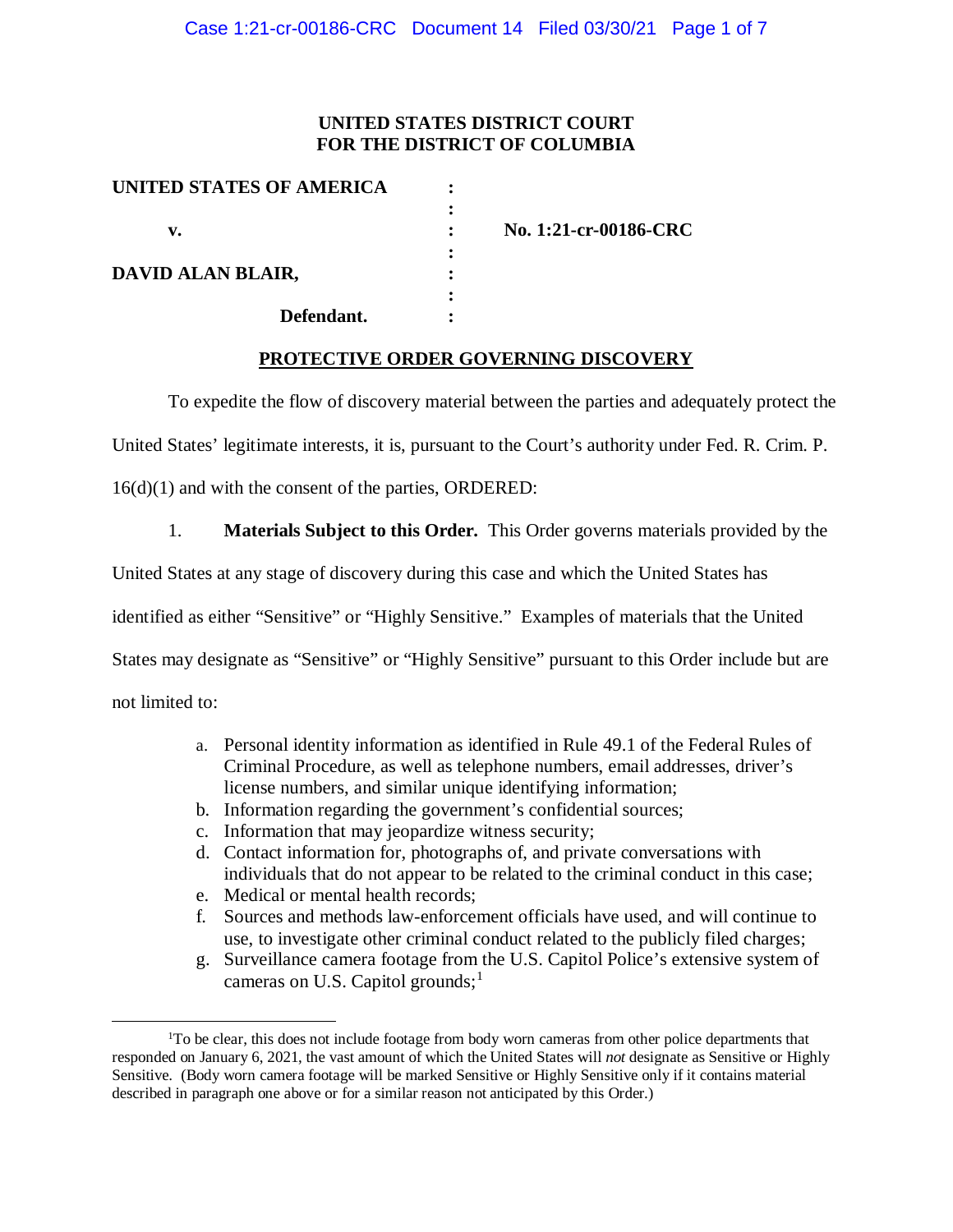**UNITED STATES DISTRICT COURT**
**FOR THE DISTRICT OF COLUMBIA**

| | | |
|---|---|---|
| **UNITED STATES OF AMERICA** | : | |
| | : | |
| **v.** | : | **No. 1:21-cr-00186-CRC** |
| | : | |
| **DAVID ALAN BLAIR,** | : | |
| | : | |
| **Defendant.** | : | |

## PROTECTIVE ORDER GOVERNING DISCOVERY

To expedite the flow of discovery material between the parties and adequately protect the United States' legitimate interests, it is, pursuant to the Court's authority under Fed. R. Crim. P. 16(d)(1) and with the consent of the parties, ORDERED:

1. **Materials Subject to this Order.** This Order governs materials provided by the United States at any stage of discovery during this case and which the United States has identified as either "Sensitive" or "Highly Sensitive." Examples of materials that the United States may designate as "Sensitive" or "Highly Sensitive" pursuant to this Order include but are not limited to:

   a. Personal identity information as identified in Rule 49.1 of the Federal Rules of Criminal Procedure, as well as telephone numbers, email addresses, driver's license numbers, and similar unique identifying information;
   b. Information regarding the government's confidential sources;
   c. Information that may jeopardize witness security;
   d. Contact information for, photographs of, and private conversations with individuals that do not appear to be related to the criminal conduct in this case;
   e. Medical or mental health records;
   f. Sources and methods law-enforcement officials have used, and will continue to use, to investigate other criminal conduct related to the publicly filed charges;
   g. Surveillance camera footage from the U.S. Capitol Police's extensive system of cameras on U.S. Capitol grounds;[1]

---

[1] To be clear, this does not include footage from body worn cameras from other police departments that responded on January 6, 2021, the vast amount of which the United States will *not* designate as Sensitive or Highly Sensitive. (Body worn camera footage will be marked Sensitive or Highly Sensitive only if it contains material described in paragraph one above or for a similar reason not anticipated by this Order.)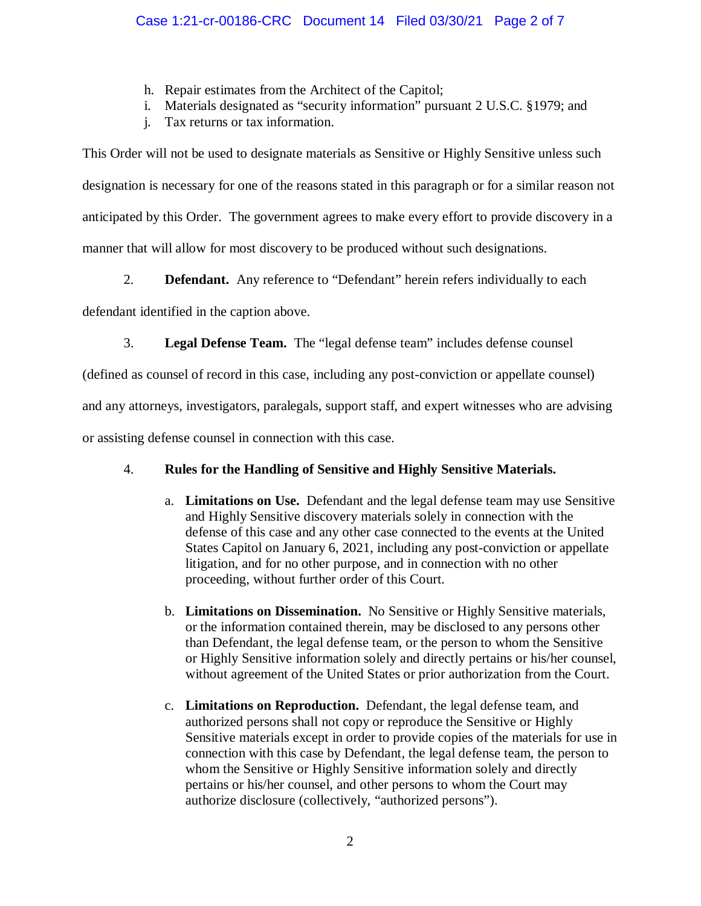h. Repair estimates from the Architect of the Capitol;
i. Materials designated as "security information" pursuant 2 U.S.C. §1979; and
j. Tax returns or tax information.

This Order will not be used to designate materials as Sensitive or Highly Sensitive unless such designation is necessary for one of the reasons stated in this paragraph or for a similar reason not anticipated by this Order. The government agrees to make every effort to provide discovery in a manner that will allow for most discovery to be produced without such designations.

2. **Defendant.** Any reference to "Defendant" herein refers individually to each defendant identified in the caption above.

3. **Legal Defense Team.** The "legal defense team" includes defense counsel (defined as counsel of record in this case, including any post-conviction or appellate counsel) and any attorneys, investigators, paralegals, support staff, and expert witnesses who are advising or assisting defense counsel in connection with this case.

4. **Rules for the Handling of Sensitive and Highly Sensitive Materials.**

   a. **Limitations on Use.** Defendant and the legal defense team may use Sensitive and Highly Sensitive discovery materials solely in connection with the defense of this case and any other case connected to the events at the United States Capitol on January 6, 2021, including any post-conviction or appellate litigation, and for no other purpose, and in connection with no other proceeding, without further order of this Court.

   b. **Limitations on Dissemination.** No Sensitive or Highly Sensitive materials, or the information contained therein, may be disclosed to any persons other than Defendant, the legal defense team, or the person to whom the Sensitive or Highly Sensitive information solely and directly pertains or his/her counsel, without agreement of the United States or prior authorization from the Court.

   c. **Limitations on Reproduction.** Defendant, the legal defense team, and authorized persons shall not copy or reproduce the Sensitive or Highly Sensitive materials except in order to provide copies of the materials for use in connection with this case by Defendant, the legal defense team, the person to whom the Sensitive or Highly Sensitive information solely and directly pertains or his/her counsel, and other persons to whom the Court may authorize disclosure (collectively, "authorized persons").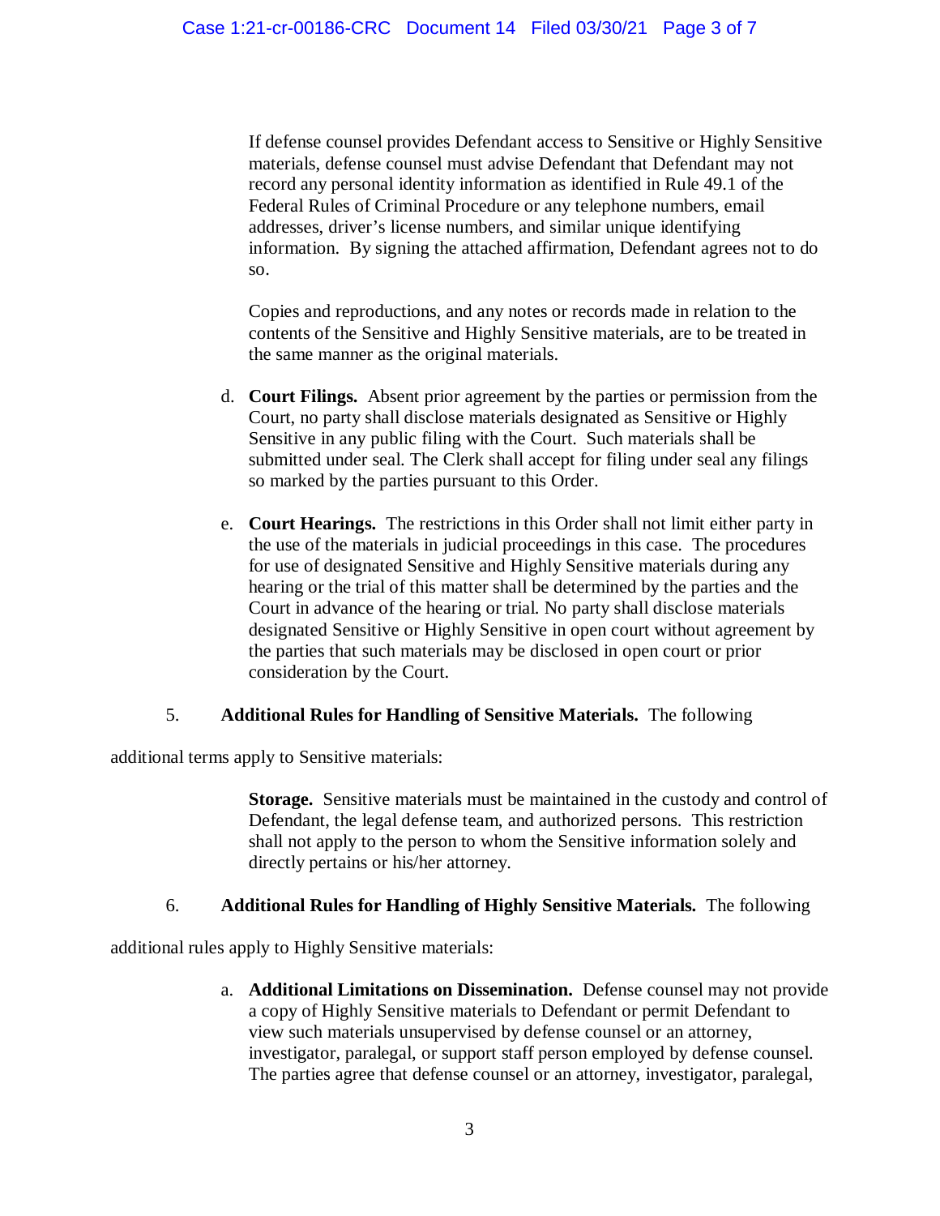If defense counsel provides Defendant access to Sensitive or Highly Sensitive materials, defense counsel must advise Defendant that Defendant may not record any personal identity information as identified in Rule 49.1 of the Federal Rules of Criminal Procedure or any telephone numbers, email addresses, driver's license numbers, and similar unique identifying information. By signing the attached affirmation, Defendant agrees not to do so.

Copies and reproductions, and any notes or records made in relation to the contents of the Sensitive and Highly Sensitive materials, are to be treated in the same manner as the original materials.

d. **Court Filings.** Absent prior agreement by the parties or permission from the Court, no party shall disclose materials designated as Sensitive or Highly Sensitive in any public filing with the Court. Such materials shall be submitted under seal. The Clerk shall accept for filing under seal any filings so marked by the parties pursuant to this Order.

e. **Court Hearings.** The restrictions in this Order shall not limit either party in the use of the materials in judicial proceedings in this case. The procedures for use of designated Sensitive and Highly Sensitive materials during any hearing or the trial of this matter shall be determined by the parties and the Court in advance of the hearing or trial. No party shall disclose materials designated Sensitive or Highly Sensitive in open court without agreement by the parties that such materials may be disclosed in open court or prior consideration by the Court.

5. **Additional Rules for Handling of Sensitive Materials.** The following additional terms apply to Sensitive materials:

**Storage.** Sensitive materials must be maintained in the custody and control of Defendant, the legal defense team, and authorized persons. This restriction shall not apply to the person to whom the Sensitive information solely and directly pertains or his/her attorney.

6. **Additional Rules for Handling of Highly Sensitive Materials.** The following additional rules apply to Highly Sensitive materials:

a. **Additional Limitations on Dissemination.** Defense counsel may not provide a copy of Highly Sensitive materials to Defendant or permit Defendant to view such materials unsupervised by defense counsel or an attorney, investigator, paralegal, or support staff person employed by defense counsel. The parties agree that defense counsel or an attorney, investigator, paralegal,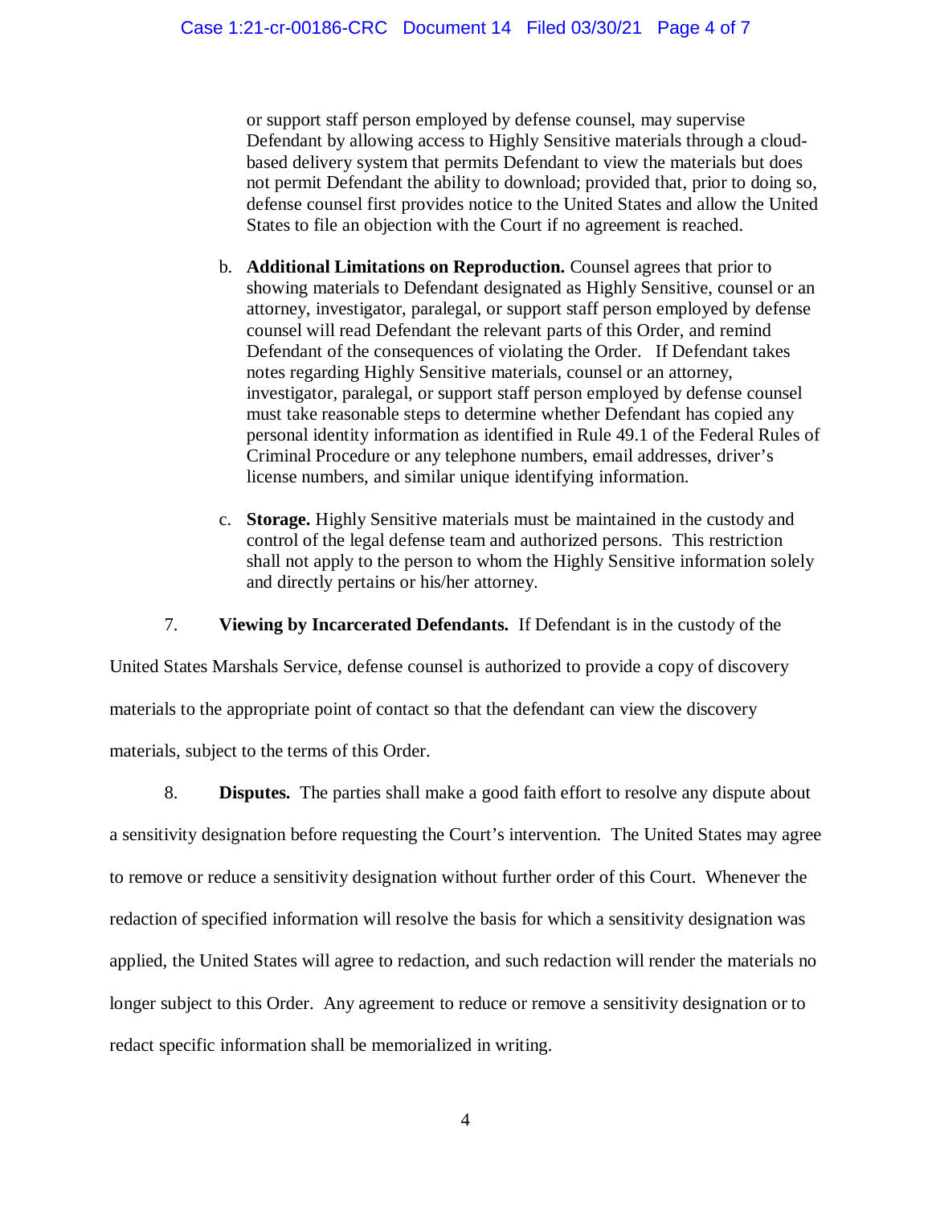or support staff person employed by defense counsel, may supervise Defendant by allowing access to Highly Sensitive materials through a cloud-based delivery system that permits Defendant to view the materials but does not permit Defendant the ability to download; provided that, prior to doing so, defense counsel first provides notice to the United States and allow the United States to file an objection with the Court if no agreement is reached.

b. **Additional Limitations on Reproduction.** Counsel agrees that prior to showing materials to Defendant designated as Highly Sensitive, counsel or an attorney, investigator, paralegal, or support staff person employed by defense counsel will read Defendant the relevant parts of this Order, and remind Defendant of the consequences of violating the Order. If Defendant takes notes regarding Highly Sensitive materials, counsel or an attorney, investigator, paralegal, or support staff person employed by defense counsel must take reasonable steps to determine whether Defendant has copied any personal identity information as identified in Rule 49.1 of the Federal Rules of Criminal Procedure or any telephone numbers, email addresses, driver's license numbers, and similar unique identifying information.

c. **Storage.** Highly Sensitive materials must be maintained in the custody and control of the legal defense team and authorized persons. This restriction shall not apply to the person to whom the Highly Sensitive information solely and directly pertains or his/her attorney.

7. **Viewing by Incarcerated Defendants.** If Defendant is in the custody of the United States Marshals Service, defense counsel is authorized to provide a copy of discovery materials to the appropriate point of contact so that the defendant can view the discovery materials, subject to the terms of this Order.

8. **Disputes.** The parties shall make a good faith effort to resolve any dispute about a sensitivity designation before requesting the Court's intervention. The United States may agree to remove or reduce a sensitivity designation without further order of this Court. Whenever the redaction of specified information will resolve the basis for which a sensitivity designation was applied, the United States will agree to redaction, and such redaction will render the materials no longer subject to this Order. Any agreement to reduce or remove a sensitivity designation or to redact specific information shall be memorialized in writing.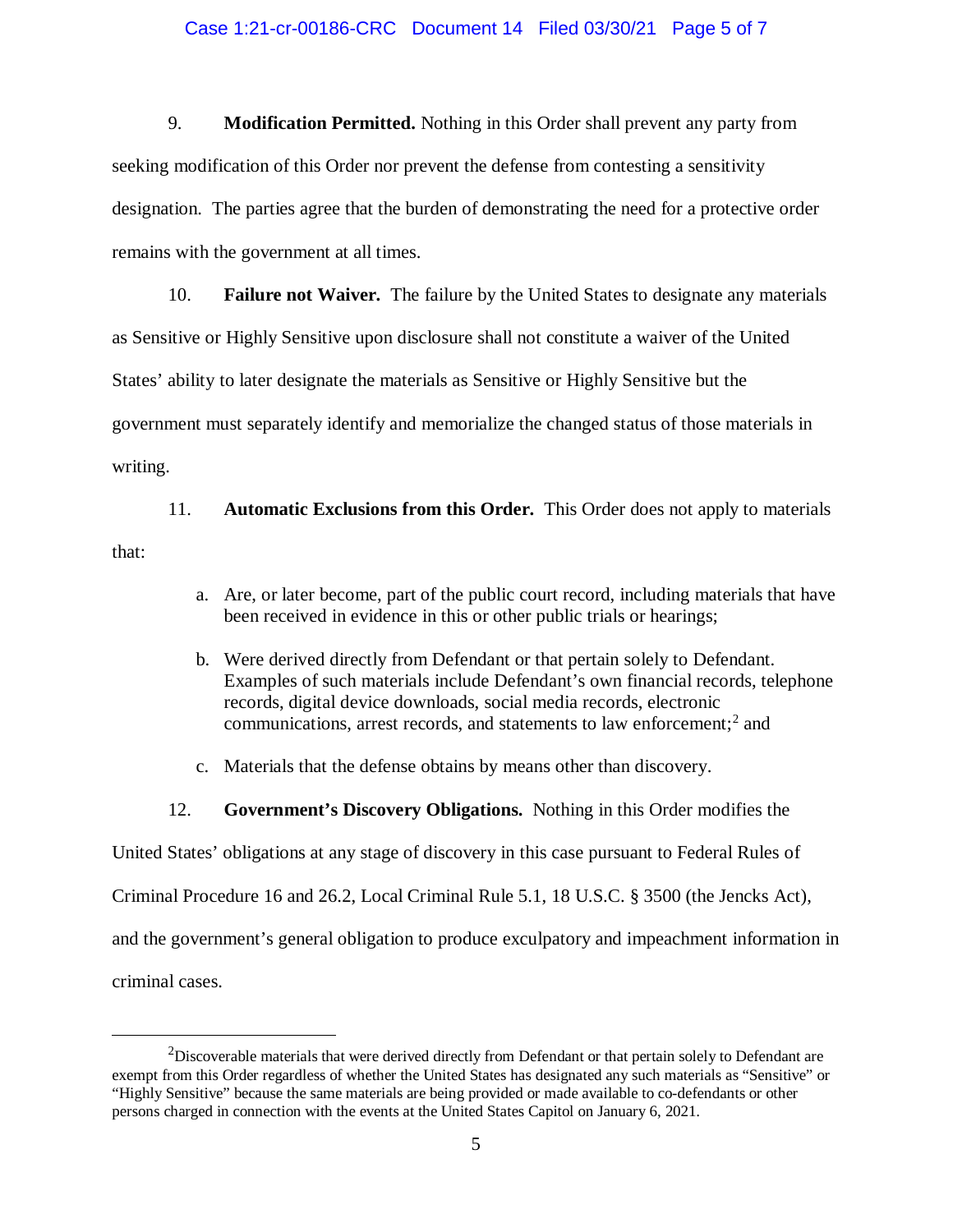9. **Modification Permitted.** Nothing in this Order shall prevent any party from seeking modification of this Order nor prevent the defense from contesting a sensitivity designation. The parties agree that the burden of demonstrating the need for a protective order remains with the government at all times.

10. **Failure not Waiver.** The failure by the United States to designate any materials as Sensitive or Highly Sensitive upon disclosure shall not constitute a waiver of the United States' ability to later designate the materials as Sensitive or Highly Sensitive but the government must separately identify and memorialize the changed status of those materials in writing.

11. **Automatic Exclusions from this Order.** This Order does not apply to materials that:

   a. Are, or later become, part of the public court record, including materials that have been received in evidence in this or other public trials or hearings;

   b. Were derived directly from Defendant or that pertain solely to Defendant. Examples of such materials include Defendant's own financial records, telephone records, digital device downloads, social media records, electronic communications, arrest records, and statements to law enforcement;[2] and

   c. Materials that the defense obtains by means other than discovery.

12. **Government's Discovery Obligations.** Nothing in this Order modifies the United States' obligations at any stage of discovery in this case pursuant to Federal Rules of Criminal Procedure 16 and 26.2, Local Criminal Rule 5.1, 18 U.S.C. § 3500 (the Jencks Act), and the government's general obligation to produce exculpatory and impeachment information in criminal cases.

---

[2] Discoverable materials that were derived directly from Defendant or that pertain solely to Defendant are exempt from this Order regardless of whether the United States has designated any such materials as "Sensitive" or "Highly Sensitive" because the same materials are being provided or made available to co-defendants or other persons charged in connection with the events at the United States Capitol on January 6, 2021.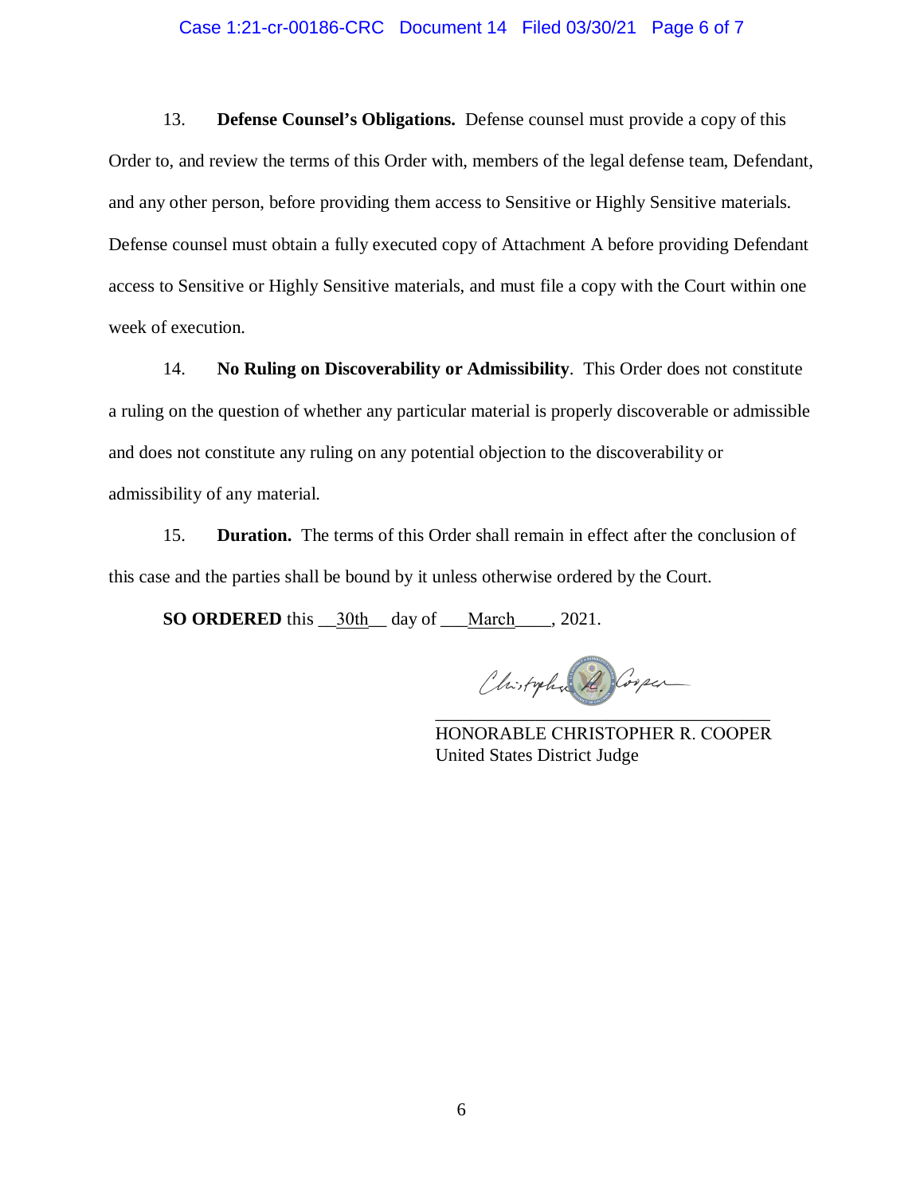13. **Defense Counsel's Obligations.** Defense counsel must provide a copy of this Order to, and review the terms of this Order with, members of the legal defense team, Defendant, and any other person, before providing them access to Sensitive or Highly Sensitive materials. Defense counsel must obtain a fully executed copy of Attachment A before providing Defendant access to Sensitive or Highly Sensitive materials, and must file a copy with the Court within one week of execution.

14. **No Ruling on Discoverability or Admissibility**. This Order does not constitute a ruling on the question of whether any particular material is properly discoverable or admissible and does not constitute any ruling on any potential objection to the discoverability or admissibility of any material.

15. **Duration.** The terms of this Order shall remain in effect after the conclusion of this case and the parties shall be bound by it unless otherwise ordered by the Court.

**SO ORDERED** this __30th__ day of ___March____, 2021.

HONORABLE CHRISTOPHER R. COOPER
United States District Judge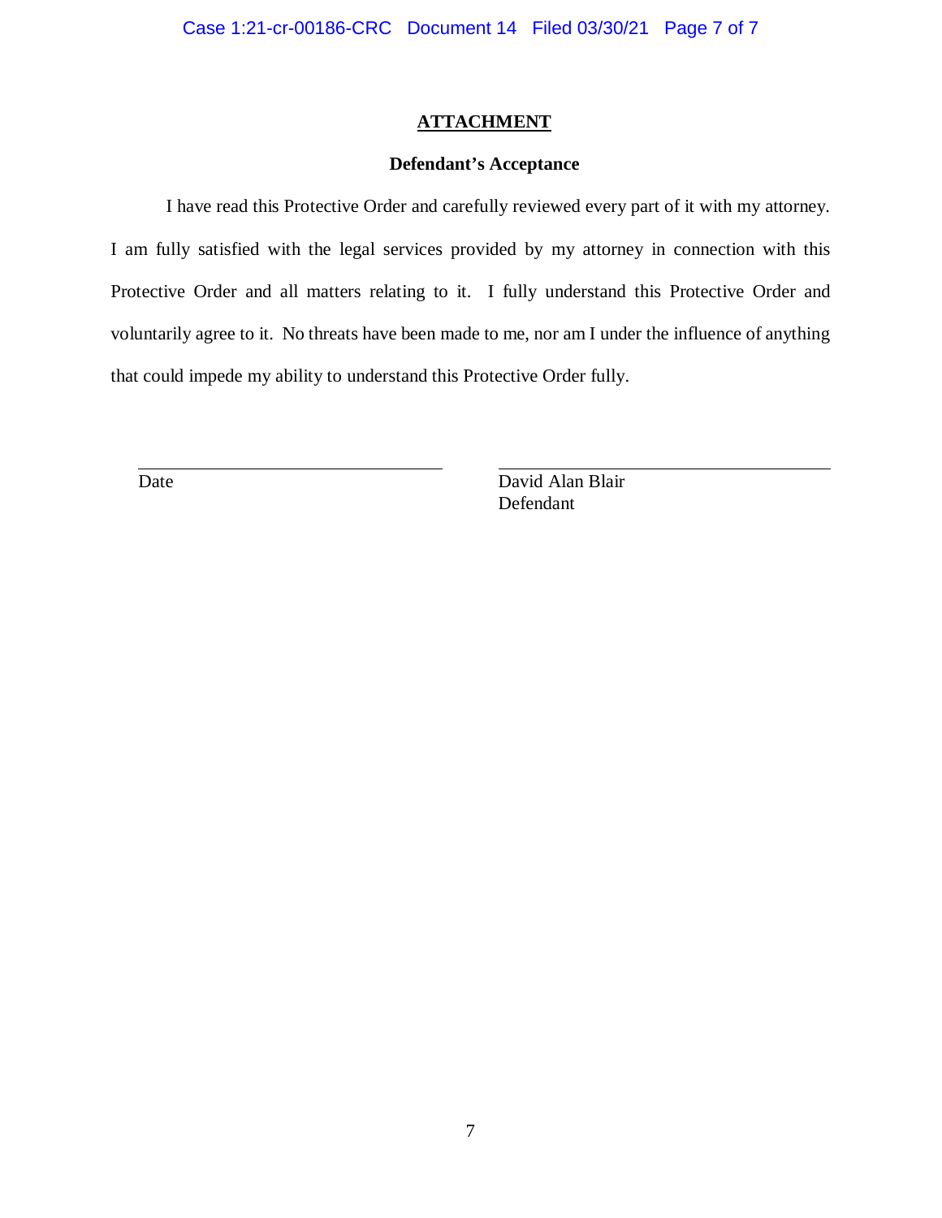## ATTACHMENT

**Defendant's Acceptance**

I have read this Protective Order and carefully reviewed every part of it with my attorney. I am fully satisfied with the legal services provided by my attorney in connection with this Protective Order and all matters relating to it. I fully understand this Protective Order and voluntarily agree to it. No threats have been made to me, nor am I under the influence of anything that could impede my ability to understand this Protective Order fully.

| | |
|---|---|
| ______________________________ | ______________________________ |
| Date | David Alan Blair<br>Defendant |